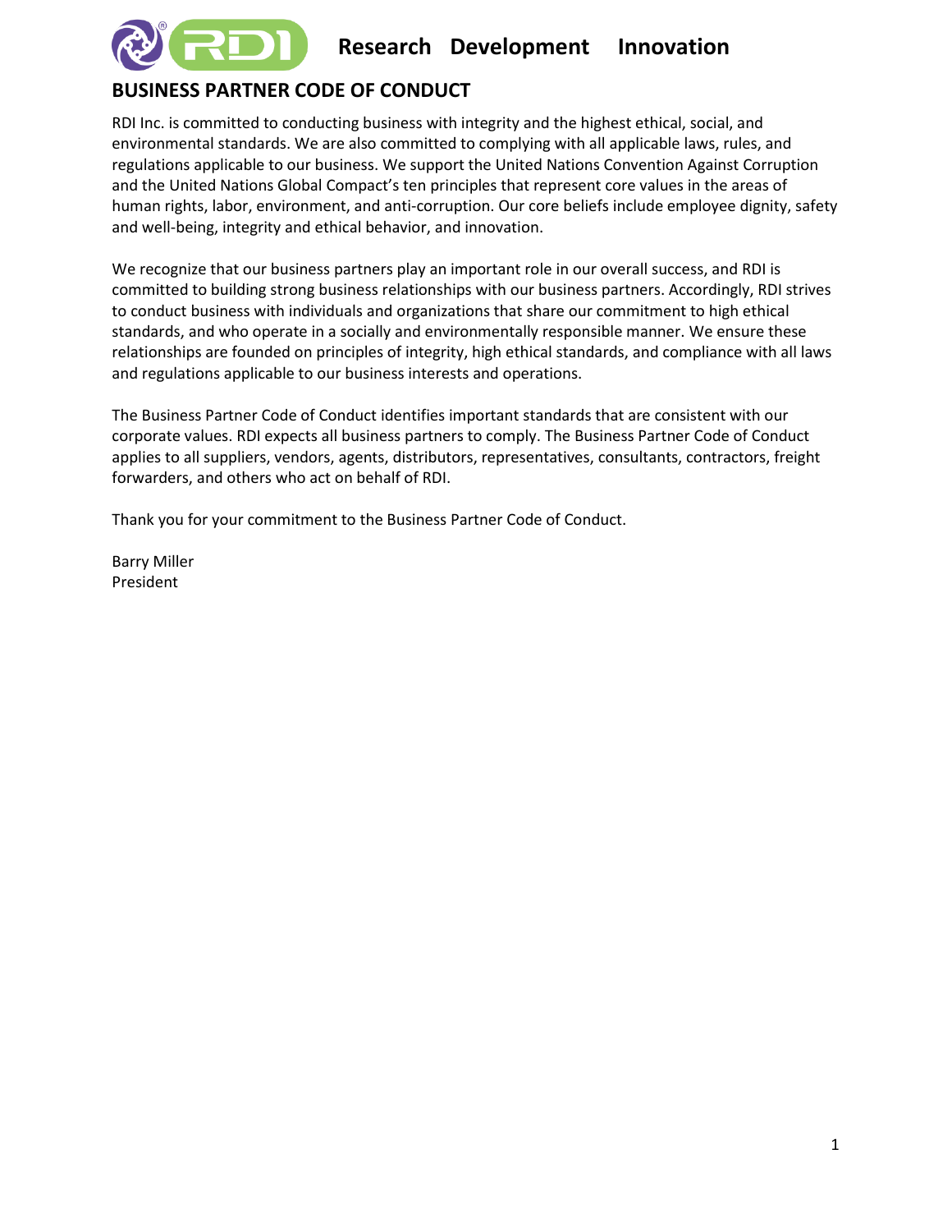**Research Development Innovation**

# BUSINESS PARTNER CODE OF CONDUCT

RDI Inc. is committed to conducting business with integrity and the highest ethical, social, and environmental standards. We are also committed to complying with all applicable laws, rules, and regulations applicable to our business. We support the United Nations Convention Against Corruption and the United Nations Global Compact's ten principles that represent core values in the areas of human rights, labor, environment, and anti-corruption. Our core beliefs include employee dignity, safety and well-being, integrity and ethical behavior, and innovation.

We recognize that our business partners play an important role in our overall success, and RDI is committed to building strong business relationships with our business partners. Accordingly, RDI strives to conduct business with individuals and organizations that share our commitment to high ethical standards, and who operate in a socially and environmentally responsible manner. We ensure these relationships are founded on principles of integrity, high ethical standards, and compliance with all laws and regulations applicable to our business interests and operations.

The Business Partner Code of Conduct identifies important standards that are consistent with our corporate values. RDI expects all business partners to comply. The Business Partner Code of Conduct applies to all suppliers, vendors, agents, distributors, representatives, consultants, contractors, freight forwarders, and others who act on behalf of RDI.

Thank you for your commitment to the Business Partner Code of Conduct.

Barry Miller
President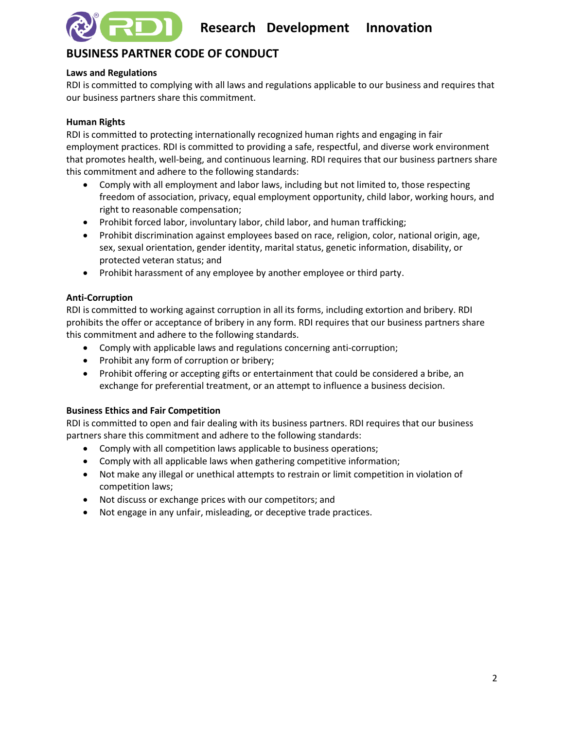# BUSINESS PARTNER CODE OF CONDUCT

### Laws and Regulations

RDI is committed to complying with all laws and regulations applicable to our business and requires that our business partners share this commitment.

### Human Rights

RDI is committed to protecting internationally recognized human rights and engaging in fair employment practices. RDI is committed to providing a safe, respectful, and diverse work environment that promotes health, well-being, and continuous learning. RDI requires that our business partners share this commitment and adhere to the following standards:

- Comply with all employment and labor laws, including but not limited to, those respecting freedom of association, privacy, equal employment opportunity, child labor, working hours, and right to reasonable compensation;
- Prohibit forced labor, involuntary labor, child labor, and human trafficking;
- Prohibit discrimination against employees based on race, religion, color, national origin, age, sex, sexual orientation, gender identity, marital status, genetic information, disability, or protected veteran status; and
- Prohibit harassment of any employee by another employee or third party.

### Anti-Corruption

RDI is committed to working against corruption in all its forms, including extortion and bribery. RDI prohibits the offer or acceptance of bribery in any form. RDI requires that our business partners share this commitment and adhere to the following standards.

- Comply with applicable laws and regulations concerning anti-corruption;
- Prohibit any form of corruption or bribery;
- Prohibit offering or accepting gifts or entertainment that could be considered a bribe, an exchange for preferential treatment, or an attempt to influence a business decision.

### Business Ethics and Fair Competition

RDI is committed to open and fair dealing with its business partners. RDI requires that our business partners share this commitment and adhere to the following standards:

- Comply with all competition laws applicable to business operations;
- Comply with all applicable laws when gathering competitive information;
- Not make any illegal or unethical attempts to restrain or limit competition in violation of competition laws;
- Not discuss or exchange prices with our competitors; and
- Not engage in any unfair, misleading, or deceptive trade practices.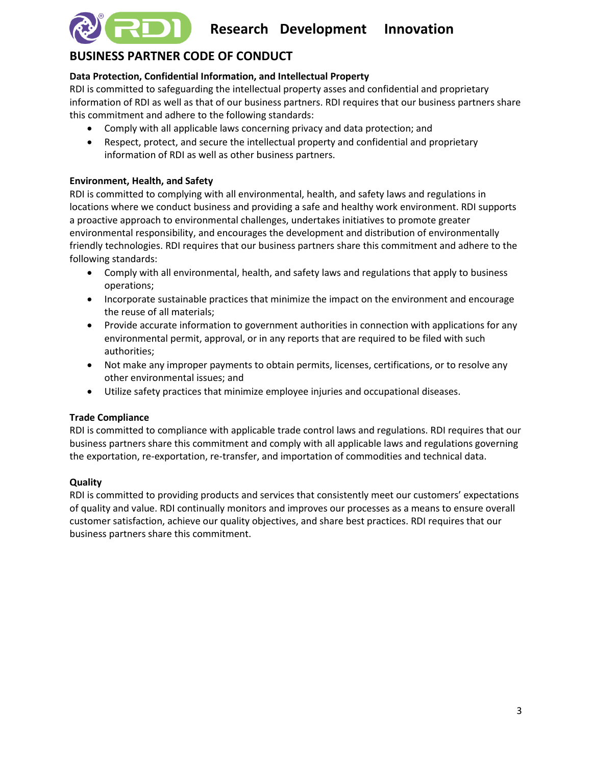## BUSINESS PARTNER CODE OF CONDUCT

### Data Protection, Confidential Information, and Intellectual Property

RDI is committed to safeguarding the intellectual property asses and confidential and proprietary information of RDI as well as that of our business partners. RDI requires that our business partners share this commitment and adhere to the following standards:

- Comply with all applicable laws concerning privacy and data protection; and
- Respect, protect, and secure the intellectual property and confidential and proprietary information of RDI as well as other business partners.

### Environment, Health, and Safety

RDI is committed to complying with all environmental, health, and safety laws and regulations in locations where we conduct business and providing a safe and healthy work environment. RDI supports a proactive approach to environmental challenges, undertakes initiatives to promote greater environmental responsibility, and encourages the development and distribution of environmentally friendly technologies. RDI requires that our business partners share this commitment and adhere to the following standards:

- Comply with all environmental, health, and safety laws and regulations that apply to business operations;
- Incorporate sustainable practices that minimize the impact on the environment and encourage the reuse of all materials;
- Provide accurate information to government authorities in connection with applications for any environmental permit, approval, or in any reports that are required to be filed with such authorities;
- Not make any improper payments to obtain permits, licenses, certifications, or to resolve any other environmental issues; and
- Utilize safety practices that minimize employee injuries and occupational diseases.

### Trade Compliance

RDI is committed to compliance with applicable trade control laws and regulations. RDI requires that our business partners share this commitment and comply with all applicable laws and regulations governing the exportation, re-exportation, re-transfer, and importation of commodities and technical data.

### Quality

RDI is committed to providing products and services that consistently meet our customers' expectations of quality and value. RDI continually monitors and improves our processes as a means to ensure overall customer satisfaction, achieve our quality objectives, and share best practices. RDI requires that our business partners share this commitment.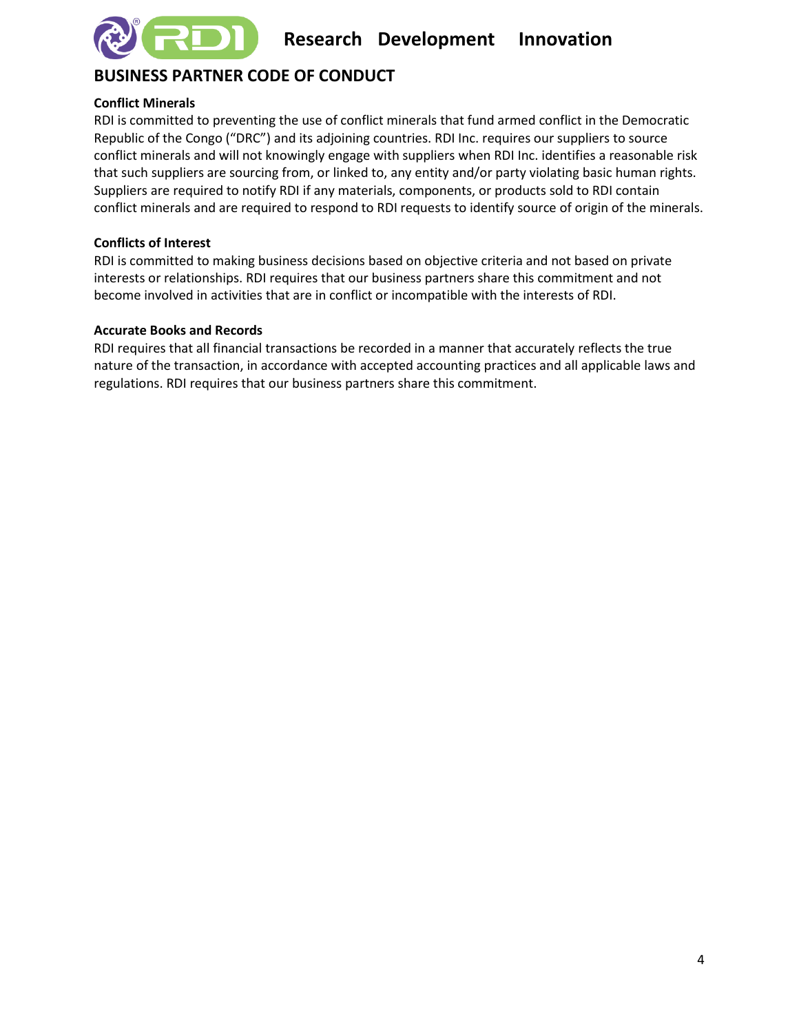## BUSINESS PARTNER CODE OF CONDUCT

### Conflict Minerals

RDI is committed to preventing the use of conflict minerals that fund armed conflict in the Democratic Republic of the Congo ("DRC") and its adjoining countries. RDI Inc. requires our suppliers to source conflict minerals and will not knowingly engage with suppliers when RDI Inc. identifies a reasonable risk that such suppliers are sourcing from, or linked to, any entity and/or party violating basic human rights. Suppliers are required to notify RDI if any materials, components, or products sold to RDI contain conflict minerals and are required to respond to RDI requests to identify source of origin of the minerals.

### Conflicts of Interest

RDI is committed to making business decisions based on objective criteria and not based on private interests or relationships. RDI requires that our business partners share this commitment and not become involved in activities that are in conflict or incompatible with the interests of RDI.

### Accurate Books and Records

RDI requires that all financial transactions be recorded in a manner that accurately reflects the true nature of the transaction, in accordance with accepted accounting practices and all applicable laws and regulations. RDI requires that our business partners share this commitment.